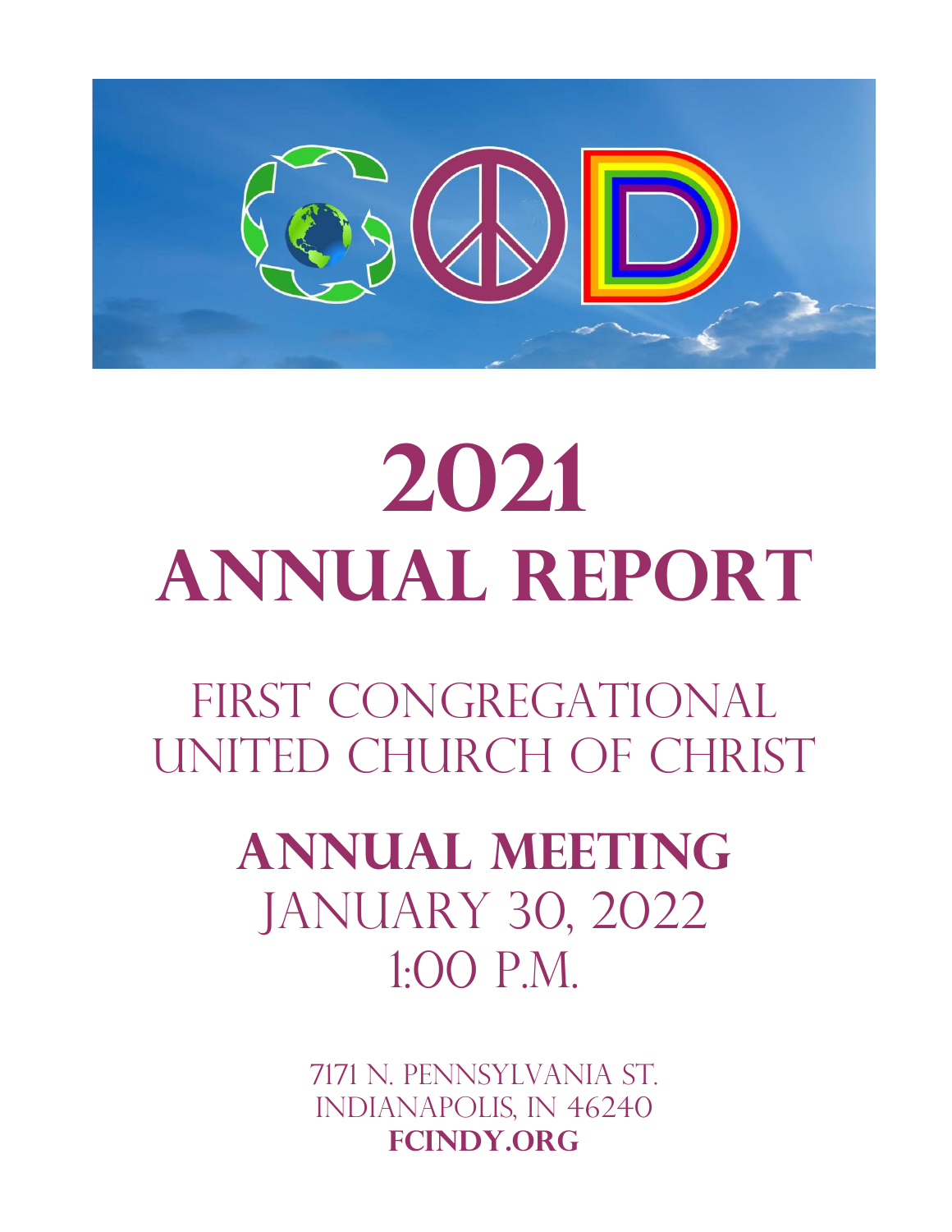# 2021
# Annual Report

## First Congregational United Church of Christ

## Annual Meeting
January 30, 2022
1:00 P.M.

7171 N. Pennsylvania St.
Indianapolis, IN 46240
**fcindy.org**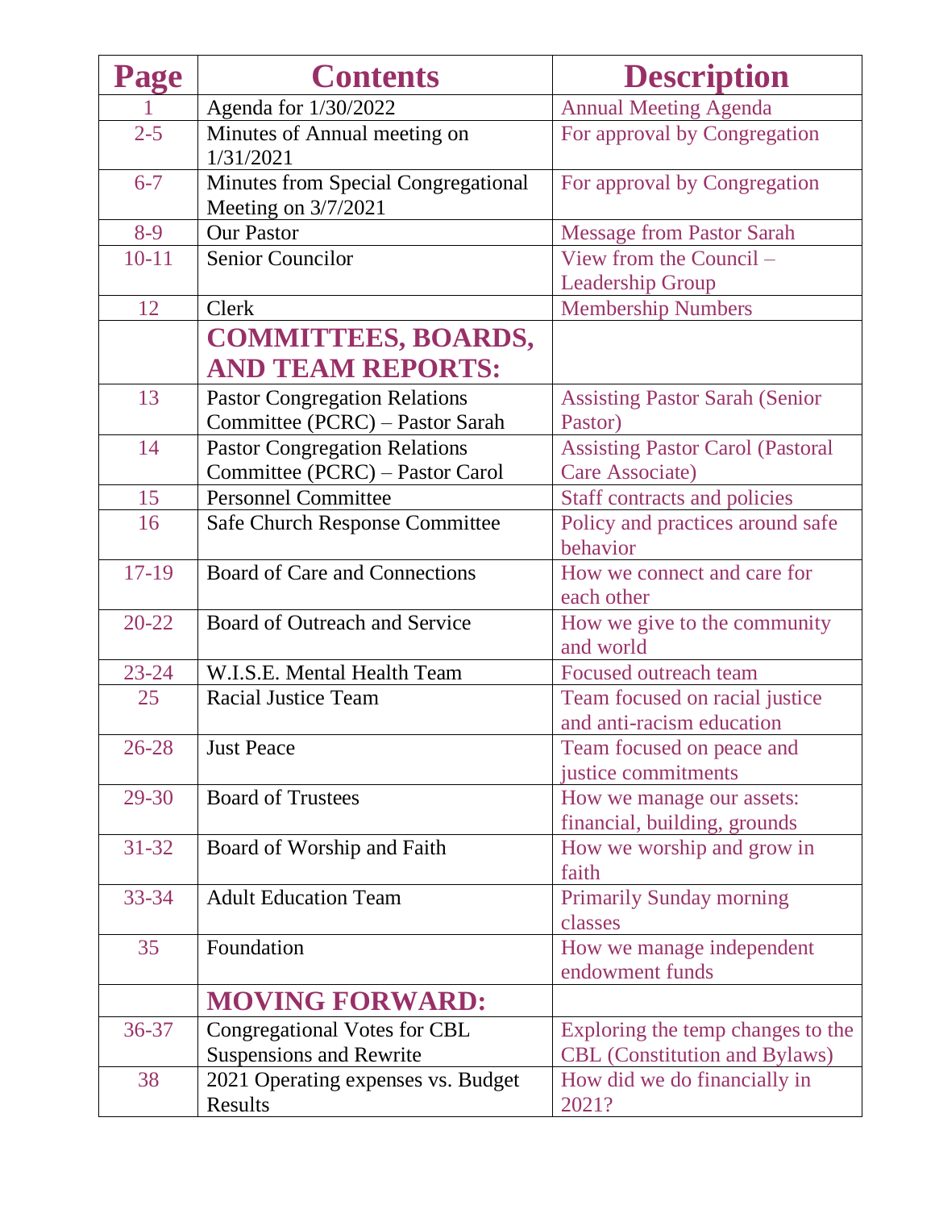| Page | Contents | Description |
|---|---|---|
| 1 | Agenda for 1/30/2022 | Annual Meeting Agenda |
| 2-5 | Minutes of Annual meeting on 1/31/2021 | For approval by Congregation |
| 6-7 | Minutes from Special Congregational Meeting on 3/7/2021 | For approval by Congregation |
| 8-9 | Our Pastor | Message from Pastor Sarah |
| 10-11 | Senior Councilor | View from the Council – Leadership Group |
| 12 | Clerk | Membership Numbers |
| | **COMMITTEES, BOARDS, AND TEAM REPORTS:** | |
| 13 | Pastor Congregation Relations Committee (PCRC) – Pastor Sarah | Assisting Pastor Sarah (Senior Pastor) |
| 14 | Pastor Congregation Relations Committee (PCRC) – Pastor Carol | Assisting Pastor Carol (Pastoral Care Associate) |
| 15 | Personnel Committee | Staff contracts and policies |
| 16 | Safe Church Response Committee | Policy and practices around safe behavior |
| 17-19 | Board of Care and Connections | How we connect and care for each other |
| 20-22 | Board of Outreach and Service | How we give to the community and world |
| 23-24 | W.I.S.E. Mental Health Team | Focused outreach team |
| 25 | Racial Justice Team | Team focused on racial justice and anti-racism education |
| 26-28 | Just Peace | Team focused on peace and justice commitments |
| 29-30 | Board of Trustees | How we manage our assets: financial, building, grounds |
| 31-32 | Board of Worship and Faith | How we worship and grow in faith |
| 33-34 | Adult Education Team | Primarily Sunday morning classes |
| 35 | Foundation | How we manage independent endowment funds |
| | **MOVING FORWARD:** | |
| 36-37 | Congregational Votes for CBL Suspensions and Rewrite | Exploring the temp changes to the CBL (Constitution and Bylaws) |
| 38 | 2021 Operating expenses vs. Budget Results | How did we do financially in 2021? |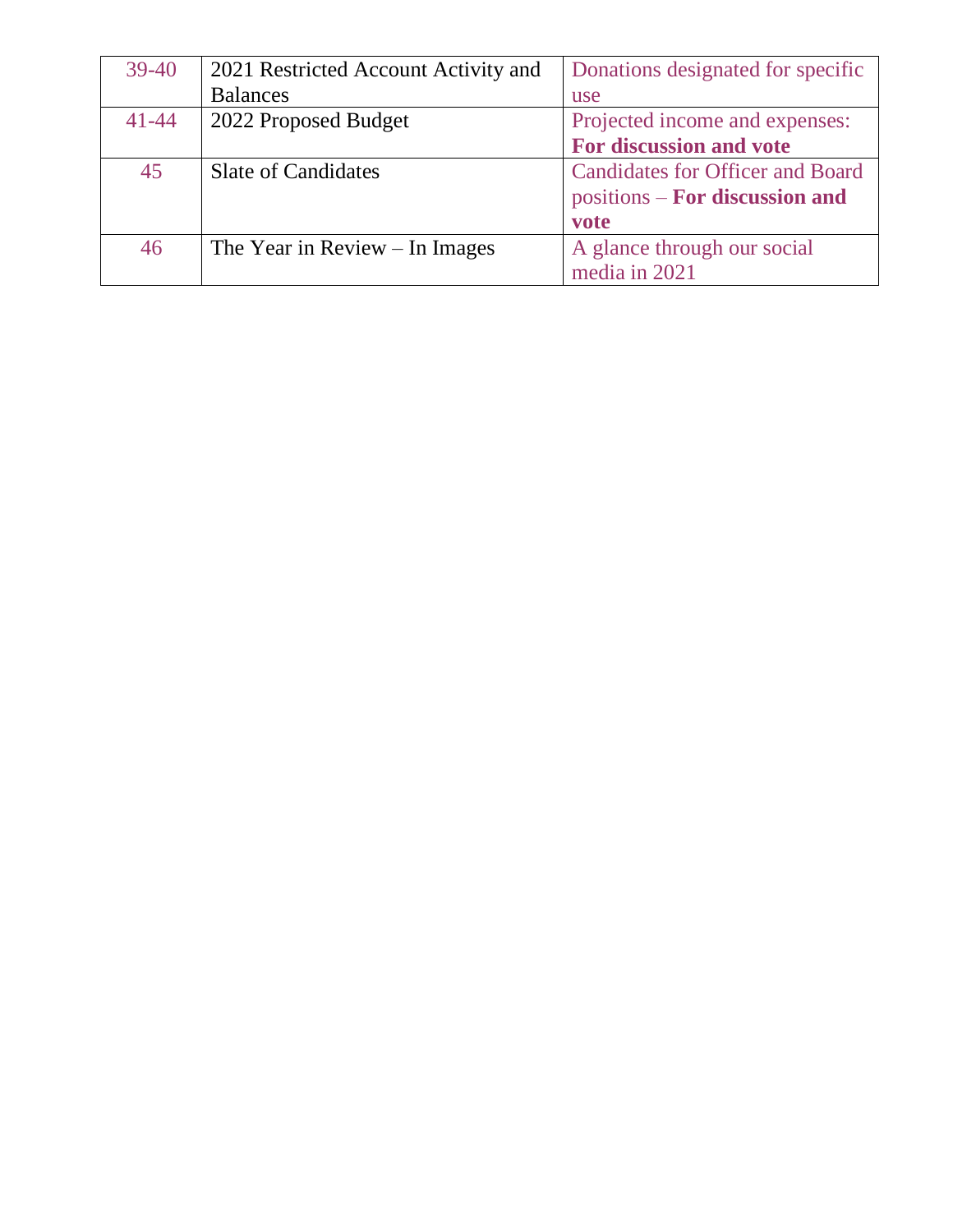| | | |
|---|---|---|
| 39-40 | 2021 Restricted Account Activity and Balances | Donations designated for specific use |
| 41-44 | 2022 Proposed Budget | Projected income and expenses: **For discussion and vote** |
| 45 | Slate of Candidates | Candidates for Officer and Board positions – **For discussion and vote** |
| 46 | The Year in Review – In Images | A glance through our social media in 2021 |